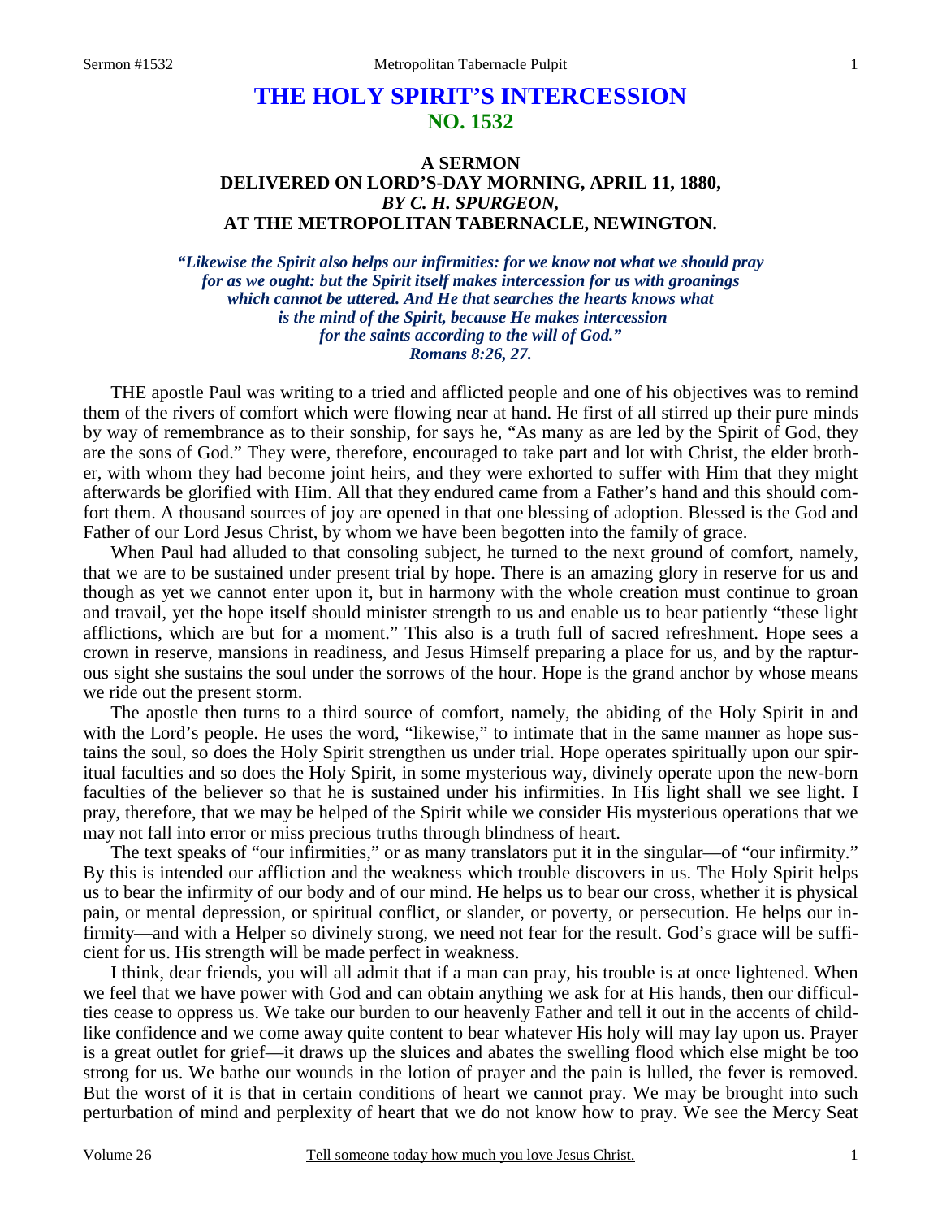# THE HOLY SPIRIT'S INTERCESSION
## NO. 1532

### A SERMON
### DELIVERED ON LORD'S-DAY MORNING, APRIL 11, 1880,
### *BY C. H. SPURGEON,*
### AT THE METROPOLITAN TABERNACLE, NEWINGTON.

***"Likewise the Spirit also helps our infirmities: for we know not what we should pray for as we ought: but the Spirit itself makes intercession for us with groanings which cannot be uttered. And He that searches the hearts knows what is the mind of the Spirit, because He makes intercession for the saints according to the will of God."***
***Romans 8:26, 27.***

THE apostle Paul was writing to a tried and afflicted people and one of his objectives was to remind them of the rivers of comfort which were flowing near at hand. He first of all stirred up their pure minds by way of remembrance as to their sonship, for says he, "As many as are led by the Spirit of God, they are the sons of God." They were, therefore, encouraged to take part and lot with Christ, the elder brother, with whom they had become joint heirs, and they were exhorted to suffer with Him that they might afterwards be glorified with Him. All that they endured came from a Father's hand and this should comfort them. A thousand sources of joy are opened in that one blessing of adoption. Blessed is the God and Father of our Lord Jesus Christ, by whom we have been begotten into the family of grace.

When Paul had alluded to that consoling subject, he turned to the next ground of comfort, namely, that we are to be sustained under present trial by hope. There is an amazing glory in reserve for us and though as yet we cannot enter upon it, but in harmony with the whole creation must continue to groan and travail, yet the hope itself should minister strength to us and enable us to bear patiently "these light afflictions, which are but for a moment." This also is a truth full of sacred refreshment. Hope sees a crown in reserve, mansions in readiness, and Jesus Himself preparing a place for us, and by the rapturous sight she sustains the soul under the sorrows of the hour. Hope is the grand anchor by whose means we ride out the present storm.

The apostle then turns to a third source of comfort, namely, the abiding of the Holy Spirit in and with the Lord's people. He uses the word, "likewise," to intimate that in the same manner as hope sustains the soul, so does the Holy Spirit strengthen us under trial. Hope operates spiritually upon our spiritual faculties and so does the Holy Spirit, in some mysterious way, divinely operate upon the new-born faculties of the believer so that he is sustained under his infirmities. In His light shall we see light. I pray, therefore, that we may be helped of the Spirit while we consider His mysterious operations that we may not fall into error or miss precious truths through blindness of heart.

The text speaks of "our infirmities," or as many translators put it in the singular—of "our infirmity." By this is intended our affliction and the weakness which trouble discovers in us. The Holy Spirit helps us to bear the infirmity of our body and of our mind. He helps us to bear our cross, whether it is physical pain, or mental depression, or spiritual conflict, or slander, or poverty, or persecution. He helps our infirmity—and with a Helper so divinely strong, we need not fear for the result. God's grace will be sufficient for us. His strength will be made perfect in weakness.

I think, dear friends, you will all admit that if a man can pray, his trouble is at once lightened. When we feel that we have power with God and can obtain anything we ask for at His hands, then our difficulties cease to oppress us. We take our burden to our heavenly Father and tell it out in the accents of childlike confidence and we come away quite content to bear whatever His holy will may lay upon us. Prayer is a great outlet for grief—it draws up the sluices and abates the swelling flood which else might be too strong for us. We bathe our wounds in the lotion of prayer and the pain is lulled, the fever is removed. But the worst of it is that in certain conditions of heart we cannot pray. We may be brought into such perturbation of mind and perplexity of heart that we do not know how to pray. We see the Mercy Seat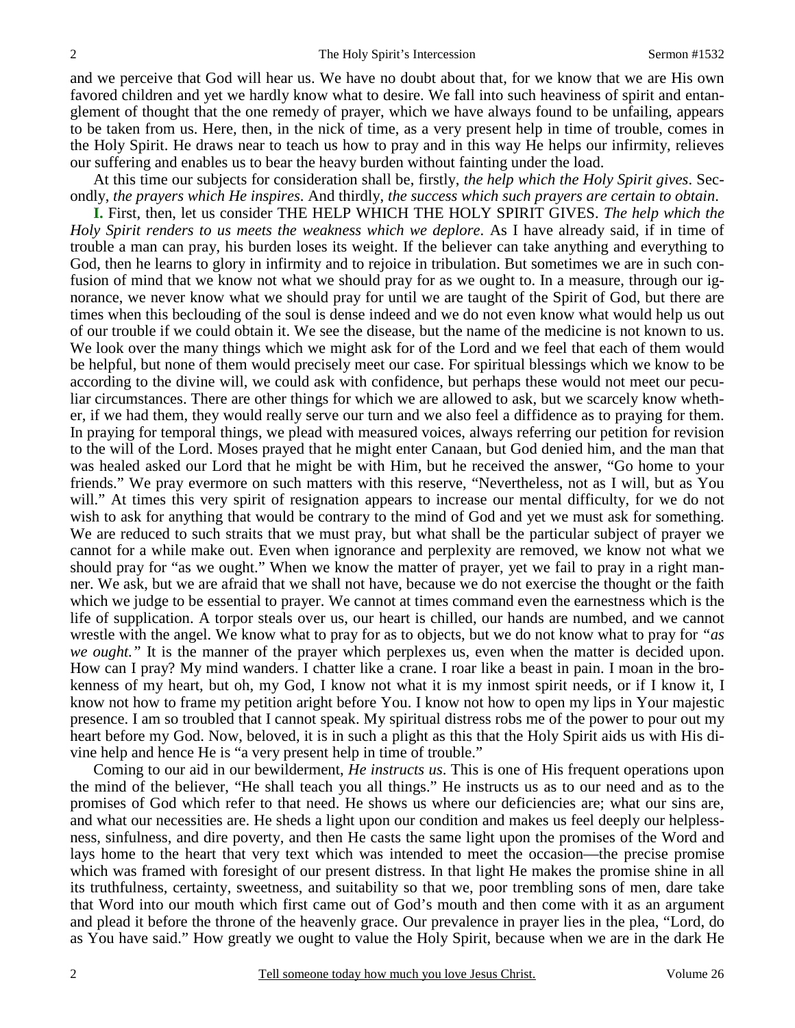and we perceive that God will hear us. We have no doubt about that, for we know that we are His own favored children and yet we hardly know what to desire. We fall into such heaviness of spirit and entanglement of thought that the one remedy of prayer, which we have always found to be unfailing, appears to be taken from us. Here, then, in the nick of time, as a very present help in time of trouble, comes in the Holy Spirit. He draws near to teach us how to pray and in this way He helps our infirmity, relieves our suffering and enables us to bear the heavy burden without fainting under the load.

At this time our subjects for consideration shall be, firstly, *the help which the Holy Spirit gives*. Secondly, *the prayers which He inspires*. And thirdly, *the success which such prayers are certain to obtain*.

**I.** First, then, let us consider THE HELP WHICH THE HOLY SPIRIT GIVES. *The help which the Holy Spirit renders to us meets the weakness which we deplore*. As I have already said, if in time of trouble a man can pray, his burden loses its weight. If the believer can take anything and everything to God, then he learns to glory in infirmity and to rejoice in tribulation. But sometimes we are in such confusion of mind that we know not what we should pray for as we ought to. In a measure, through our ignorance, we never know what we should pray for until we are taught of the Spirit of God, but there are times when this beclouding of the soul is dense indeed and we do not even know what would help us out of our trouble if we could obtain it. We see the disease, but the name of the medicine is not known to us. We look over the many things which we might ask for of the Lord and we feel that each of them would be helpful, but none of them would precisely meet our case. For spiritual blessings which we know to be according to the divine will, we could ask with confidence, but perhaps these would not meet our peculiar circumstances. There are other things for which we are allowed to ask, but we scarcely know whether, if we had them, they would really serve our turn and we also feel a diffidence as to praying for them. In praying for temporal things, we plead with measured voices, always referring our petition for revision to the will of the Lord. Moses prayed that he might enter Canaan, but God denied him, and the man that was healed asked our Lord that he might be with Him, but he received the answer, "Go home to your friends." We pray evermore on such matters with this reserve, "Nevertheless, not as I will, but as You will." At times this very spirit of resignation appears to increase our mental difficulty, for we do not wish to ask for anything that would be contrary to the mind of God and yet we must ask for something. We are reduced to such straits that we must pray, but what shall be the particular subject of prayer we cannot for a while make out. Even when ignorance and perplexity are removed, we know not what we should pray for "as we ought." When we know the matter of prayer, yet we fail to pray in a right manner. We ask, but we are afraid that we shall not have, because we do not exercise the thought or the faith which we judge to be essential to prayer. We cannot at times command even the earnestness which is the life of supplication. A torpor steals over us, our heart is chilled, our hands are numbed, and we cannot wrestle with the angel. We know what to pray for as to objects, but we do not know what to pray for *"as we ought."* It is the manner of the prayer which perplexes us, even when the matter is decided upon. How can I pray? My mind wanders. I chatter like a crane. I roar like a beast in pain. I moan in the brokenness of my heart, but oh, my God, I know not what it is my inmost spirit needs, or if I know it, I know not how to frame my petition aright before You. I know not how to open my lips in Your majestic presence. I am so troubled that I cannot speak. My spiritual distress robs me of the power to pour out my heart before my God. Now, beloved, it is in such a plight as this that the Holy Spirit aids us with His divine help and hence He is "a very present help in time of trouble."

Coming to our aid in our bewilderment, *He instructs us*. This is one of His frequent operations upon the mind of the believer, "He shall teach you all things." He instructs us as to our need and as to the promises of God which refer to that need. He shows us where our deficiencies are; what our sins are, and what our necessities are. He sheds a light upon our condition and makes us feel deeply our helplessness, sinfulness, and dire poverty, and then He casts the same light upon the promises of the Word and lays home to the heart that very text which was intended to meet the occasion—the precise promise which was framed with foresight of our present distress. In that light He makes the promise shine in all its truthfulness, certainty, sweetness, and suitability so that we, poor trembling sons of men, dare take that Word into our mouth which first came out of God's mouth and then come with it as an argument and plead it before the throne of the heavenly grace. Our prevalence in prayer lies in the plea, "Lord, do as You have said." How greatly we ought to value the Holy Spirit, because when we are in the dark He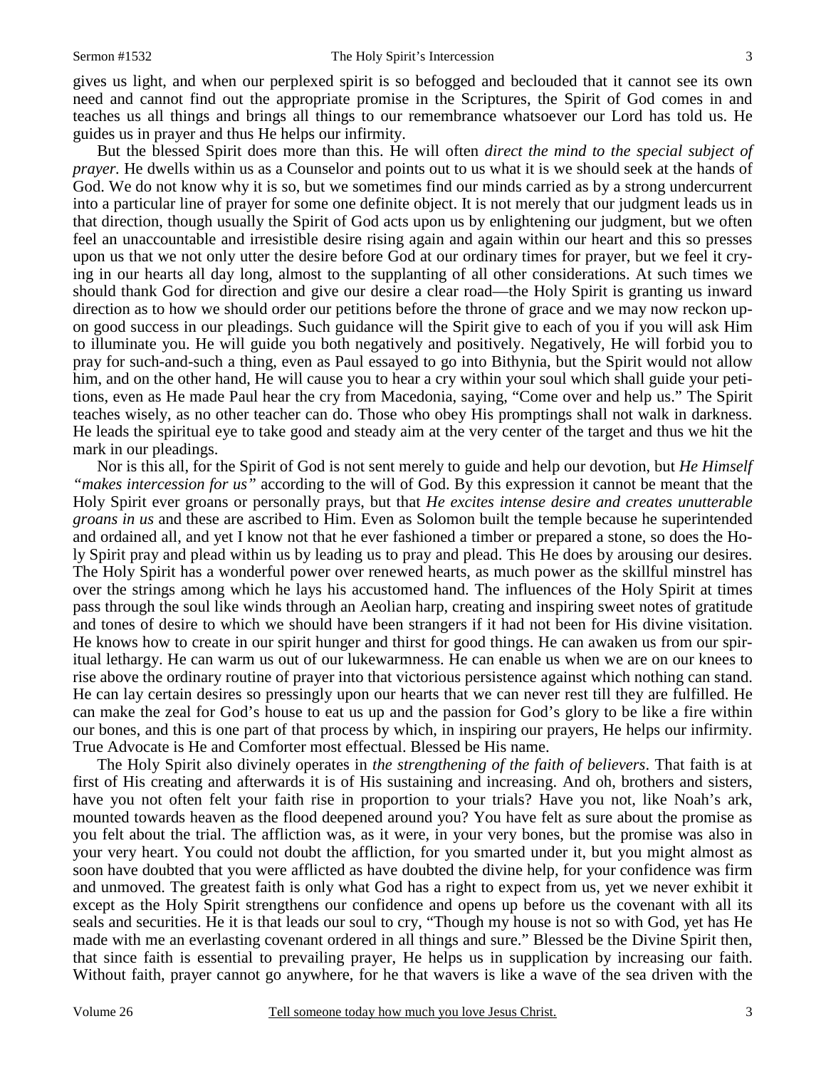gives us light, and when our perplexed spirit is so befogged and beclouded that it cannot see its own need and cannot find out the appropriate promise in the Scriptures, the Spirit of God comes in and teaches us all things and brings all things to our remembrance whatsoever our Lord has told us. He guides us in prayer and thus He helps our infirmity.

But the blessed Spirit does more than this. He will often *direct the mind to the special subject of prayer.* He dwells within us as a Counselor and points out to us what it is we should seek at the hands of God. We do not know why it is so, but we sometimes find our minds carried as by a strong undercurrent into a particular line of prayer for some one definite object. It is not merely that our judgment leads us in that direction, though usually the Spirit of God acts upon us by enlightening our judgment, but we often feel an unaccountable and irresistible desire rising again and again within our heart and this so presses upon us that we not only utter the desire before God at our ordinary times for prayer, but we feel it crying in our hearts all day long, almost to the supplanting of all other considerations. At such times we should thank God for direction and give our desire a clear road—the Holy Spirit is granting us inward direction as to how we should order our petitions before the throne of grace and we may now reckon upon good success in our pleadings. Such guidance will the Spirit give to each of you if you will ask Him to illuminate you. He will guide you both negatively and positively. Negatively, He will forbid you to pray for such-and-such a thing, even as Paul essayed to go into Bithynia, but the Spirit would not allow him, and on the other hand, He will cause you to hear a cry within your soul which shall guide your petitions, even as He made Paul hear the cry from Macedonia, saying, "Come over and help us." The Spirit teaches wisely, as no other teacher can do. Those who obey His promptings shall not walk in darkness. He leads the spiritual eye to take good and steady aim at the very center of the target and thus we hit the mark in our pleadings.

Nor is this all, for the Spirit of God is not sent merely to guide and help our devotion, but *He Himself "makes intercession for us"* according to the will of God. By this expression it cannot be meant that the Holy Spirit ever groans or personally prays, but that *He excites intense desire and creates unutterable groans in us* and these are ascribed to Him. Even as Solomon built the temple because he superintended and ordained all, and yet I know not that he ever fashioned a timber or prepared a stone, so does the Holy Spirit pray and plead within us by leading us to pray and plead. This He does by arousing our desires. The Holy Spirit has a wonderful power over renewed hearts, as much power as the skillful minstrel has over the strings among which he lays his accustomed hand. The influences of the Holy Spirit at times pass through the soul like winds through an Aeolian harp, creating and inspiring sweet notes of gratitude and tones of desire to which we should have been strangers if it had not been for His divine visitation. He knows how to create in our spirit hunger and thirst for good things. He can awaken us from our spiritual lethargy. He can warm us out of our lukewarmness. He can enable us when we are on our knees to rise above the ordinary routine of prayer into that victorious persistence against which nothing can stand. He can lay certain desires so pressingly upon our hearts that we can never rest till they are fulfilled. He can make the zeal for God's house to eat us up and the passion for God's glory to be like a fire within our bones, and this is one part of that process by which, in inspiring our prayers, He helps our infirmity. True Advocate is He and Comforter most effectual. Blessed be His name.

The Holy Spirit also divinely operates in *the strengthening of the faith of believers*. That faith is at first of His creating and afterwards it is of His sustaining and increasing. And oh, brothers and sisters, have you not often felt your faith rise in proportion to your trials? Have you not, like Noah's ark, mounted towards heaven as the flood deepened around you? You have felt as sure about the promise as you felt about the trial. The affliction was, as it were, in your very bones, but the promise was also in your very heart. You could not doubt the affliction, for you smarted under it, but you might almost as soon have doubted that you were afflicted as have doubted the divine help, for your confidence was firm and unmoved. The greatest faith is only what God has a right to expect from us, yet we never exhibit it except as the Holy Spirit strengthens our confidence and opens up before us the covenant with all its seals and securities. He it is that leads our soul to cry, "Though my house is not so with God, yet has He made with me an everlasting covenant ordered in all things and sure." Blessed be the Divine Spirit then, that since faith is essential to prevailing prayer, He helps us in supplication by increasing our faith. Without faith, prayer cannot go anywhere, for he that wavers is like a wave of the sea driven with the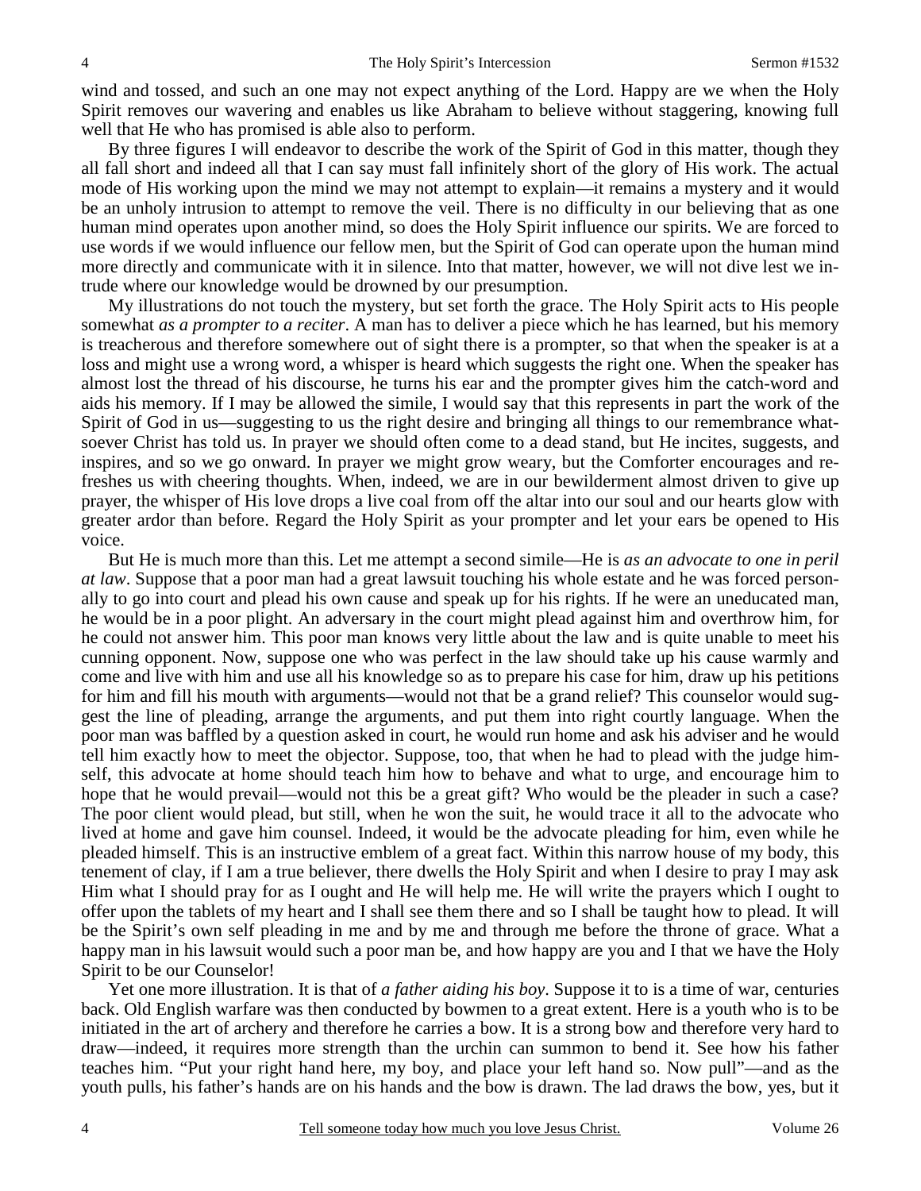wind and tossed, and such an one may not expect anything of the Lord. Happy are we when the Holy Spirit removes our wavering and enables us like Abraham to believe without staggering, knowing full well that He who has promised is able also to perform.

By three figures I will endeavor to describe the work of the Spirit of God in this matter, though they all fall short and indeed all that I can say must fall infinitely short of the glory of His work. The actual mode of His working upon the mind we may not attempt to explain—it remains a mystery and it would be an unholy intrusion to attempt to remove the veil. There is no difficulty in our believing that as one human mind operates upon another mind, so does the Holy Spirit influence our spirits. We are forced to use words if we would influence our fellow men, but the Spirit of God can operate upon the human mind more directly and communicate with it in silence. Into that matter, however, we will not dive lest we intrude where our knowledge would be drowned by our presumption.

My illustrations do not touch the mystery, but set forth the grace. The Holy Spirit acts to His people somewhat *as a prompter to a reciter*. A man has to deliver a piece which he has learned, but his memory is treacherous and therefore somewhere out of sight there is a prompter, so that when the speaker is at a loss and might use a wrong word, a whisper is heard which suggests the right one. When the speaker has almost lost the thread of his discourse, he turns his ear and the prompter gives him the catch-word and aids his memory. If I may be allowed the simile, I would say that this represents in part the work of the Spirit of God in us—suggesting to us the right desire and bringing all things to our remembrance whatsoever Christ has told us. In prayer we should often come to a dead stand, but He incites, suggests, and inspires, and so we go onward. In prayer we might grow weary, but the Comforter encourages and refreshes us with cheering thoughts. When, indeed, we are in our bewilderment almost driven to give up prayer, the whisper of His love drops a live coal from off the altar into our soul and our hearts glow with greater ardor than before. Regard the Holy Spirit as your prompter and let your ears be opened to His voice.

But He is much more than this. Let me attempt a second simile—He is *as an advocate to one in peril at law*. Suppose that a poor man had a great lawsuit touching his whole estate and he was forced personally to go into court and plead his own cause and speak up for his rights. If he were an uneducated man, he would be in a poor plight. An adversary in the court might plead against him and overthrow him, for he could not answer him. This poor man knows very little about the law and is quite unable to meet his cunning opponent. Now, suppose one who was perfect in the law should take up his cause warmly and come and live with him and use all his knowledge so as to prepare his case for him, draw up his petitions for him and fill his mouth with arguments—would not that be a grand relief? This counselor would suggest the line of pleading, arrange the arguments, and put them into right courtly language. When the poor man was baffled by a question asked in court, he would run home and ask his adviser and he would tell him exactly how to meet the objector. Suppose, too, that when he had to plead with the judge himself, this advocate at home should teach him how to behave and what to urge, and encourage him to hope that he would prevail—would not this be a great gift? Who would be the pleader in such a case? The poor client would plead, but still, when he won the suit, he would trace it all to the advocate who lived at home and gave him counsel. Indeed, it would be the advocate pleading for him, even while he pleaded himself. This is an instructive emblem of a great fact. Within this narrow house of my body, this tenement of clay, if I am a true believer, there dwells the Holy Spirit and when I desire to pray I may ask Him what I should pray for as I ought and He will help me. He will write the prayers which I ought to offer upon the tablets of my heart and I shall see them there and so I shall be taught how to plead. It will be the Spirit's own self pleading in me and by me and through me before the throne of grace. What a happy man in his lawsuit would such a poor man be, and how happy are you and I that we have the Holy Spirit to be our Counselor!

Yet one more illustration. It is that of *a father aiding his boy*. Suppose it to is a time of war, centuries back. Old English warfare was then conducted by bowmen to a great extent. Here is a youth who is to be initiated in the art of archery and therefore he carries a bow. It is a strong bow and therefore very hard to draw—indeed, it requires more strength than the urchin can summon to bend it. See how his father teaches him. "Put your right hand here, my boy, and place your left hand so. Now pull"—and as the youth pulls, his father's hands are on his hands and the bow is drawn. The lad draws the bow, yes, but it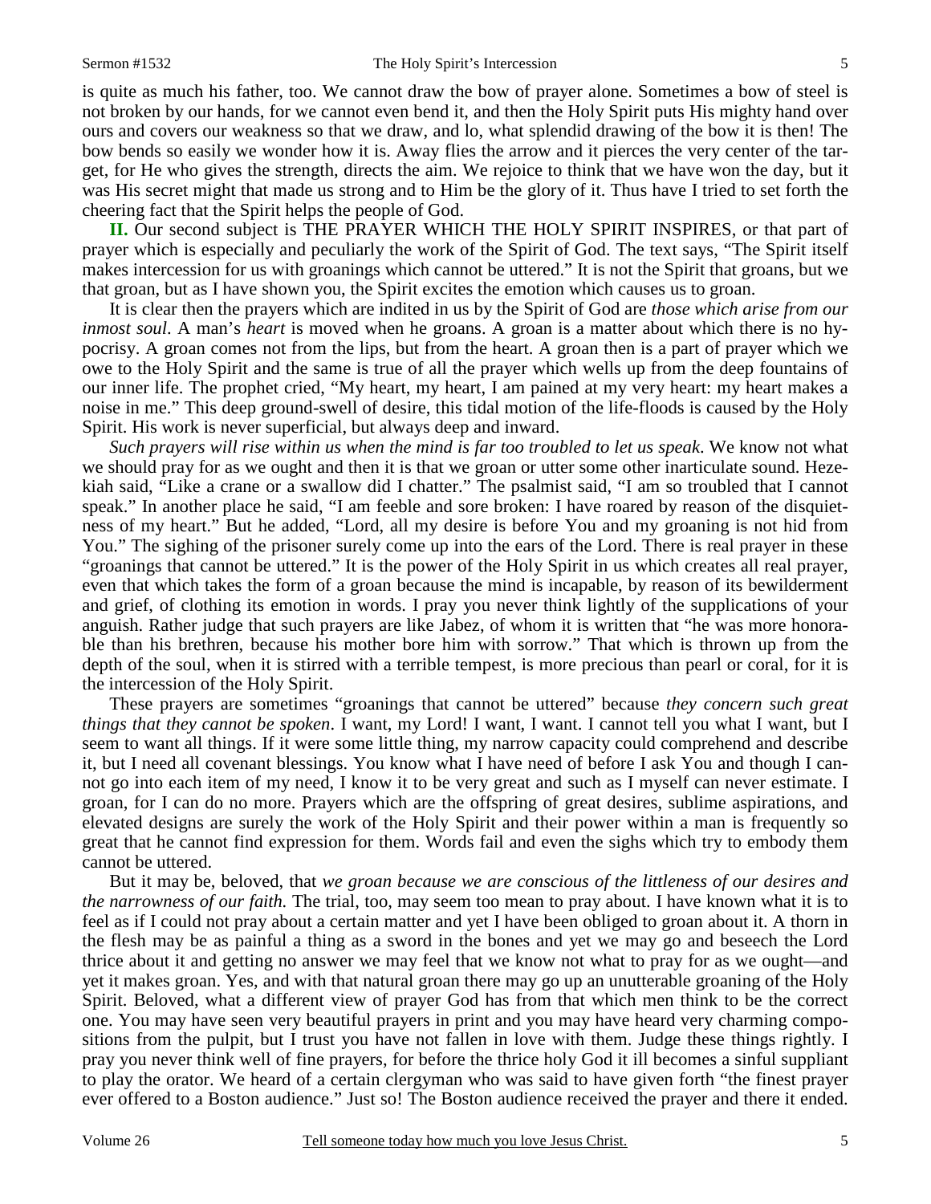is quite as much his father, too. We cannot draw the bow of prayer alone. Sometimes a bow of steel is not broken by our hands, for we cannot even bend it, and then the Holy Spirit puts His mighty hand over ours and covers our weakness so that we draw, and lo, what splendid drawing of the bow it is then! The bow bends so easily we wonder how it is. Away flies the arrow and it pierces the very center of the target, for He who gives the strength, directs the aim. We rejoice to think that we have won the day, but it was His secret might that made us strong and to Him be the glory of it. Thus have I tried to set forth the cheering fact that the Spirit helps the people of God.

**II.** Our second subject is THE PRAYER WHICH THE HOLY SPIRIT INSPIRES, or that part of prayer which is especially and peculiarly the work of the Spirit of God. The text says, "The Spirit itself makes intercession for us with groanings which cannot be uttered." It is not the Spirit that groans, but we that groan, but as I have shown you, the Spirit excites the emotion which causes us to groan.

It is clear then the prayers which are indited in us by the Spirit of God are *those which arise from our inmost soul*. A man's *heart* is moved when he groans. A groan is a matter about which there is no hypocrisy. A groan comes not from the lips, but from the heart. A groan then is a part of prayer which we owe to the Holy Spirit and the same is true of all the prayer which wells up from the deep fountains of our inner life. The prophet cried, "My heart, my heart, I am pained at my very heart: my heart makes a noise in me." This deep ground-swell of desire, this tidal motion of the life-floods is caused by the Holy Spirit. His work is never superficial, but always deep and inward.

*Such prayers will rise within us when the mind is far too troubled to let us speak*. We know not what we should pray for as we ought and then it is that we groan or utter some other inarticulate sound. Hezekiah said, "Like a crane or a swallow did I chatter." The psalmist said, "I am so troubled that I cannot speak." In another place he said, "I am feeble and sore broken: I have roared by reason of the disquietness of my heart." But he added, "Lord, all my desire is before You and my groaning is not hid from You." The sighing of the prisoner surely come up into the ears of the Lord. There is real prayer in these "groanings that cannot be uttered." It is the power of the Holy Spirit in us which creates all real prayer, even that which takes the form of a groan because the mind is incapable, by reason of its bewilderment and grief, of clothing its emotion in words. I pray you never think lightly of the supplications of your anguish. Rather judge that such prayers are like Jabez, of whom it is written that "he was more honorable than his brethren, because his mother bore him with sorrow." That which is thrown up from the depth of the soul, when it is stirred with a terrible tempest, is more precious than pearl or coral, for it is the intercession of the Holy Spirit.

These prayers are sometimes "groanings that cannot be uttered" because *they concern such great things that they cannot be spoken*. I want, my Lord! I want, I want. I cannot tell you what I want, but I seem to want all things. If it were some little thing, my narrow capacity could comprehend and describe it, but I need all covenant blessings. You know what I have need of before I ask You and though I cannot go into each item of my need, I know it to be very great and such as I myself can never estimate. I groan, for I can do no more. Prayers which are the offspring of great desires, sublime aspirations, and elevated designs are surely the work of the Holy Spirit and their power within a man is frequently so great that he cannot find expression for them. Words fail and even the sighs which try to embody them cannot be uttered.

But it may be, beloved, that *we groan because we are conscious of the littleness of our desires and the narrowness of our faith.* The trial, too, may seem too mean to pray about. I have known what it is to feel as if I could not pray about a certain matter and yet I have been obliged to groan about it. A thorn in the flesh may be as painful a thing as a sword in the bones and yet we may go and beseech the Lord thrice about it and getting no answer we may feel that we know not what to pray for as we ought—and yet it makes groan. Yes, and with that natural groan there may go up an unutterable groaning of the Holy Spirit. Beloved, what a different view of prayer God has from that which men think to be the correct one. You may have seen very beautiful prayers in print and you may have heard very charming compositions from the pulpit, but I trust you have not fallen in love with them. Judge these things rightly. I pray you never think well of fine prayers, for before the thrice holy God it ill becomes a sinful suppliant to play the orator. We heard of a certain clergyman who was said to have given forth "the finest prayer ever offered to a Boston audience." Just so! The Boston audience received the prayer and there it ended.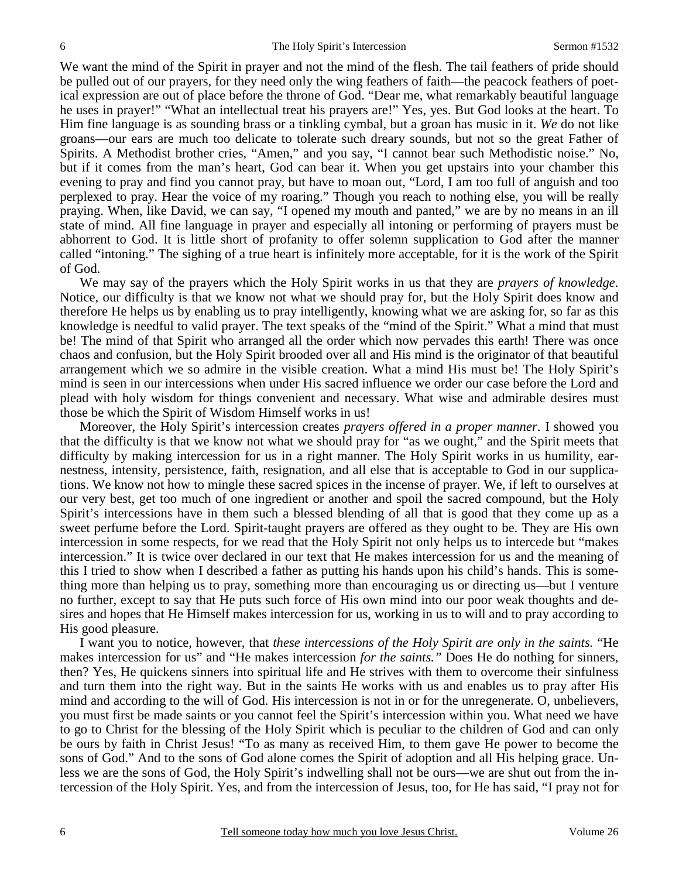We want the mind of the Spirit in prayer and not the mind of the flesh. The tail feathers of pride should be pulled out of our prayers, for they need only the wing feathers of faith—the peacock feathers of poetical expression are out of place before the throne of God. "Dear me, what remarkably beautiful language he uses in prayer!" "What an intellectual treat his prayers are!" Yes, yes. But God looks at the heart. To Him fine language is as sounding brass or a tinkling cymbal, but a groan has music in it. *We* do not like groans—our ears are much too delicate to tolerate such dreary sounds, but not so the great Father of Spirits. A Methodist brother cries, "Amen," and you say, "I cannot bear such Methodistic noise." No, but if it comes from the man's heart, God can bear it. When you get upstairs into your chamber this evening to pray and find you cannot pray, but have to moan out, "Lord, I am too full of anguish and too perplexed to pray. Hear the voice of my roaring." Though you reach to nothing else, you will be really praying. When, like David, we can say, "I opened my mouth and panted," we are by no means in an ill state of mind. All fine language in prayer and especially all intoning or performing of prayers must be abhorrent to God. It is little short of profanity to offer solemn supplication to God after the manner called "intoning." The sighing of a true heart is infinitely more acceptable, for it is the work of the Spirit of God.

We may say of the prayers which the Holy Spirit works in us that they are *prayers of knowledge*. Notice, our difficulty is that we know not what we should pray for, but the Holy Spirit does know and therefore He helps us by enabling us to pray intelligently, knowing what we are asking for, so far as this knowledge is needful to valid prayer. The text speaks of the "mind of the Spirit." What a mind that must be! The mind of that Spirit who arranged all the order which now pervades this earth! There was once chaos and confusion, but the Holy Spirit brooded over all and His mind is the originator of that beautiful arrangement which we so admire in the visible creation. What a mind His must be! The Holy Spirit's mind is seen in our intercessions when under His sacred influence we order our case before the Lord and plead with holy wisdom for things convenient and necessary. What wise and admirable desires must those be which the Spirit of Wisdom Himself works in us!

Moreover, the Holy Spirit's intercession creates *prayers offered in a proper manner*. I showed you that the difficulty is that we know not what we should pray for "as we ought," and the Spirit meets that difficulty by making intercession for us in a right manner. The Holy Spirit works in us humility, earnestness, intensity, persistence, faith, resignation, and all else that is acceptable to God in our supplications. We know not how to mingle these sacred spices in the incense of prayer. We, if left to ourselves at our very best, get too much of one ingredient or another and spoil the sacred compound, but the Holy Spirit's intercessions have in them such a blessed blending of all that is good that they come up as a sweet perfume before the Lord. Spirit-taught prayers are offered as they ought to be. They are His own intercession in some respects, for we read that the Holy Spirit not only helps us to intercede but "makes intercession." It is twice over declared in our text that He makes intercession for us and the meaning of this I tried to show when I described a father as putting his hands upon his child's hands. This is something more than helping us to pray, something more than encouraging us or directing us—but I venture no further, except to say that He puts such force of His own mind into our poor weak thoughts and desires and hopes that He Himself makes intercession for us, working in us to will and to pray according to His good pleasure.

I want you to notice, however, that *these intercessions of the Holy Spirit are only in the saints.* "He makes intercession for us" and "He makes intercession *for the saints."* Does He do nothing for sinners, then? Yes, He quickens sinners into spiritual life and He strives with them to overcome their sinfulness and turn them into the right way. But in the saints He works with us and enables us to pray after His mind and according to the will of God. His intercession is not in or for the unregenerate. O, unbelievers, you must first be made saints or you cannot feel the Spirit's intercession within you. What need we have to go to Christ for the blessing of the Holy Spirit which is peculiar to the children of God and can only be ours by faith in Christ Jesus! "To as many as received Him, to them gave He power to become the sons of God." And to the sons of God alone comes the Spirit of adoption and all His helping grace. Unless we are the sons of God, the Holy Spirit's indwelling shall not be ours—we are shut out from the intercession of the Holy Spirit. Yes, and from the intercession of Jesus, too, for He has said, "I pray not for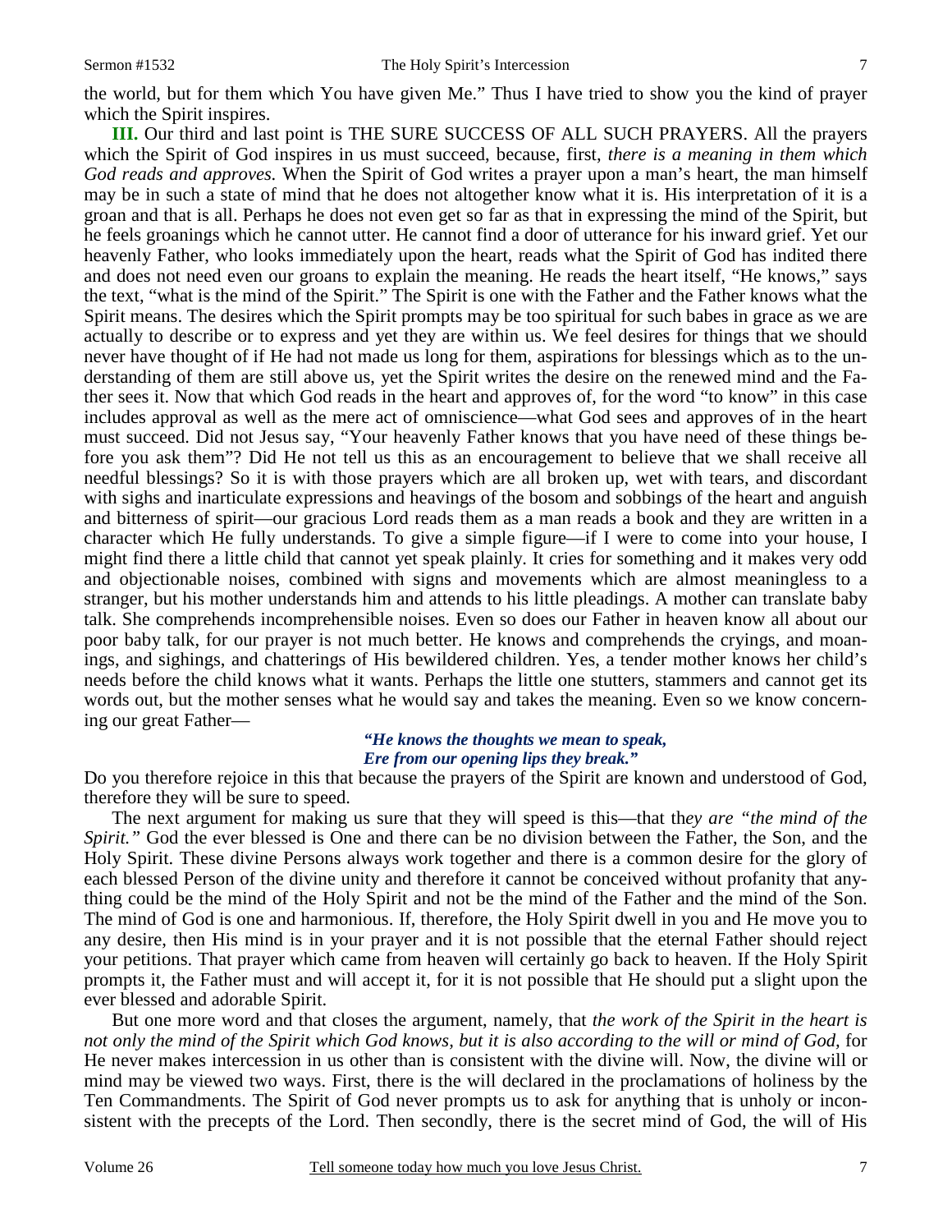the world, but for them which You have given Me." Thus I have tried to show you the kind of prayer which the Spirit inspires.

**III.** Our third and last point is THE SURE SUCCESS OF ALL SUCH PRAYERS. All the prayers which the Spirit of God inspires in us must succeed, because, first, *there is a meaning in them which God reads and approves.* When the Spirit of God writes a prayer upon a man's heart, the man himself may be in such a state of mind that he does not altogether know what it is. His interpretation of it is a groan and that is all. Perhaps he does not even get so far as that in expressing the mind of the Spirit, but he feels groanings which he cannot utter. He cannot find a door of utterance for his inward grief. Yet our heavenly Father, who looks immediately upon the heart, reads what the Spirit of God has indited there and does not need even our groans to explain the meaning. He reads the heart itself, "He knows," says the text, "what is the mind of the Spirit." The Spirit is one with the Father and the Father knows what the Spirit means. The desires which the Spirit prompts may be too spiritual for such babes in grace as we are actually to describe or to express and yet they are within us. We feel desires for things that we should never have thought of if He had not made us long for them, aspirations for blessings which as to the understanding of them are still above us, yet the Spirit writes the desire on the renewed mind and the Father sees it. Now that which God reads in the heart and approves of, for the word "to know" in this case includes approval as well as the mere act of omniscience—what God sees and approves of in the heart must succeed. Did not Jesus say, "Your heavenly Father knows that you have need of these things before you ask them"? Did He not tell us this as an encouragement to believe that we shall receive all needful blessings? So it is with those prayers which are all broken up, wet with tears, and discordant with sighs and inarticulate expressions and heavings of the bosom and sobbings of the heart and anguish and bitterness of spirit—our gracious Lord reads them as a man reads a book and they are written in a character which He fully understands. To give a simple figure—if I were to come into your house, I might find there a little child that cannot yet speak plainly. It cries for something and it makes very odd and objectionable noises, combined with signs and movements which are almost meaningless to a stranger, but his mother understands him and attends to his little pleadings. A mother can translate baby talk. She comprehends incomprehensible noises. Even so does our Father in heaven know all about our poor baby talk, for our prayer is not much better. He knows and comprehends the cryings, and moanings, and sighings, and chatterings of His bewildered children. Yes, a tender mother knows her child's needs before the child knows what it wants. Perhaps the little one stutters, stammers and cannot get its words out, but the mother senses what he would say and takes the meaning. Even so we know concerning our great Father—

> ***"He knows the thoughts we mean to speak,***
> ***Ere from our opening lips they break."***

Do you therefore rejoice in this that because the prayers of the Spirit are known and understood of God, therefore they will be sure to speed.

The next argument for making us sure that they will speed is this—that th*ey are "the mind of the Spirit."* God the ever blessed is One and there can be no division between the Father, the Son, and the Holy Spirit. These divine Persons always work together and there is a common desire for the glory of each blessed Person of the divine unity and therefore it cannot be conceived without profanity that anything could be the mind of the Holy Spirit and not be the mind of the Father and the mind of the Son. The mind of God is one and harmonious. If, therefore, the Holy Spirit dwell in you and He move you to any desire, then His mind is in your prayer and it is not possible that the eternal Father should reject your petitions. That prayer which came from heaven will certainly go back to heaven. If the Holy Spirit prompts it, the Father must and will accept it, for it is not possible that He should put a slight upon the ever blessed and adorable Spirit.

But one more word and that closes the argument, namely, that *the work of the Spirit in the heart is not only the mind of the Spirit which God knows, but it is also according to the will or mind of God,* for He never makes intercession in us other than is consistent with the divine will. Now, the divine will or mind may be viewed two ways. First, there is the will declared in the proclamations of holiness by the Ten Commandments. The Spirit of God never prompts us to ask for anything that is unholy or inconsistent with the precepts of the Lord. Then secondly, there is the secret mind of God, the will of His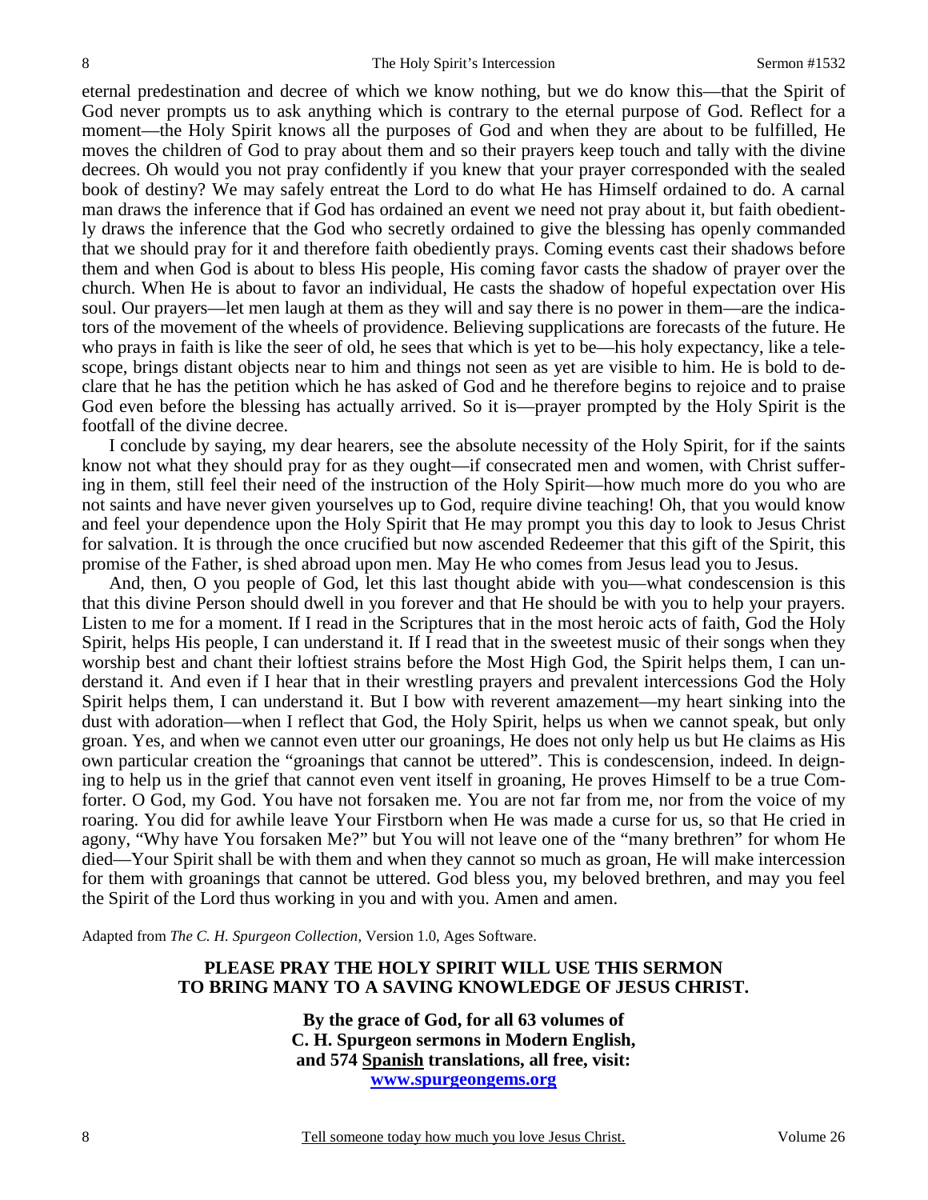eternal predestination and decree of which we know nothing, but we do know this—that the Spirit of God never prompts us to ask anything which is contrary to the eternal purpose of God. Reflect for a moment—the Holy Spirit knows all the purposes of God and when they are about to be fulfilled, He moves the children of God to pray about them and so their prayers keep touch and tally with the divine decrees. Oh would you not pray confidently if you knew that your prayer corresponded with the sealed book of destiny? We may safely entreat the Lord to do what He has Himself ordained to do. A carnal man draws the inference that if God has ordained an event we need not pray about it, but faith obediently draws the inference that the God who secretly ordained to give the blessing has openly commanded that we should pray for it and therefore faith obediently prays. Coming events cast their shadows before them and when God is about to bless His people, His coming favor casts the shadow of prayer over the church. When He is about to favor an individual, He casts the shadow of hopeful expectation over His soul. Our prayers—let men laugh at them as they will and say there is no power in them—are the indicators of the movement of the wheels of providence. Believing supplications are forecasts of the future. He who prays in faith is like the seer of old, he sees that which is yet to be—his holy expectancy, like a telescope, brings distant objects near to him and things not seen as yet are visible to him. He is bold to declare that he has the petition which he has asked of God and he therefore begins to rejoice and to praise God even before the blessing has actually arrived. So it is—prayer prompted by the Holy Spirit is the footfall of the divine decree.

I conclude by saying, my dear hearers, see the absolute necessity of the Holy Spirit, for if the saints know not what they should pray for as they ought—if consecrated men and women, with Christ suffering in them, still feel their need of the instruction of the Holy Spirit—how much more do you who are not saints and have never given yourselves up to God, require divine teaching! Oh, that you would know and feel your dependence upon the Holy Spirit that He may prompt you this day to look to Jesus Christ for salvation. It is through the once crucified but now ascended Redeemer that this gift of the Spirit, this promise of the Father, is shed abroad upon men. May He who comes from Jesus lead you to Jesus.

And, then, O you people of God, let this last thought abide with you—what condescension is this that this divine Person should dwell in you forever and that He should be with you to help your prayers. Listen to me for a moment. If I read in the Scriptures that in the most heroic acts of faith, God the Holy Spirit, helps His people, I can understand it. If I read that in the sweetest music of their songs when they worship best and chant their loftiest strains before the Most High God, the Spirit helps them, I can understand it. And even if I hear that in their wrestling prayers and prevalent intercessions God the Holy Spirit helps them, I can understand it. But I bow with reverent amazement—my heart sinking into the dust with adoration—when I reflect that God, the Holy Spirit, helps us when we cannot speak, but only groan. Yes, and when we cannot even utter our groanings, He does not only help us but He claims as His own particular creation the "groanings that cannot be uttered". This is condescension, indeed. In deigning to help us in the grief that cannot even vent itself in groaning, He proves Himself to be a true Comforter. O God, my God. You have not forsaken me. You are not far from me, nor from the voice of my roaring. You did for awhile leave Your Firstborn when He was made a curse for us, so that He cried in agony, "Why have You forsaken Me?" but You will not leave one of the "many brethren" for whom He died—Your Spirit shall be with them and when they cannot so much as groan, He will make intercession for them with groanings that cannot be uttered. God bless you, my beloved brethren, and may you feel the Spirit of the Lord thus working in you and with you. Amen and amen.

Adapted from *The C. H. Spurgeon Collection*, Version 1.0, Ages Software.

**PLEASE PRAY THE HOLY SPIRIT WILL USE THIS SERMON TO BRING MANY TO A SAVING KNOWLEDGE OF JESUS CHRIST.**

**By the grace of God, for all 63 volumes of C. H. Spurgeon sermons in Modern English, and 574 Spanish translations, all free, visit: www.spurgeongems.org**